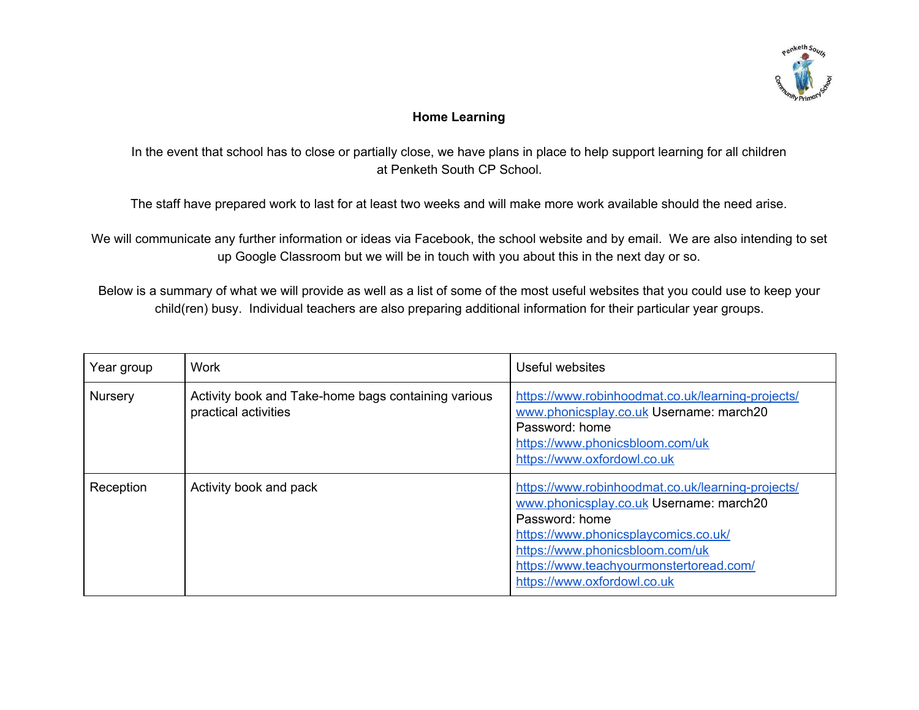**Home Learning**

In the event that school has to close or partially close, we have plans in place to help support learning for all children at Penketh South CP School.

The staff have prepared work to last for at least two weeks and will make more work available should the need arise.

We will communicate any further information or ideas via Facebook, the school website and by email. We are also intending to set up Google Classroom but we will be in touch with you about this in the next day or so.

Below is a summary of what we will provide as well as a list of some of the most useful websites that you could use to keep your child(ren) busy. Individual teachers are also preparing additional information for their particular year groups.

| Year group | Work | Useful websites |
| --- | --- | --- |
| Nursery | Activity book and Take-home bags containing various practical activities | https://www.robinhoodmat.co.uk/learning-projects/<br>www.phonicsplay.co.uk Username: march20<br>Password: home<br>https://www.phonicsbloom.com/uk<br>https://www.oxfordowl.co.uk |
| Reception | Activity book and pack | https://www.robinhoodmat.co.uk/learning-projects/<br>www.phonicsplay.co.uk Username: march20<br>Password: home<br>https://www.phonicsplaycomics.co.uk/<br>https://www.phonicsbloom.com/uk<br>https://www.teachyourmonstertoread.com/<br>https://www.oxfordowl.co.uk |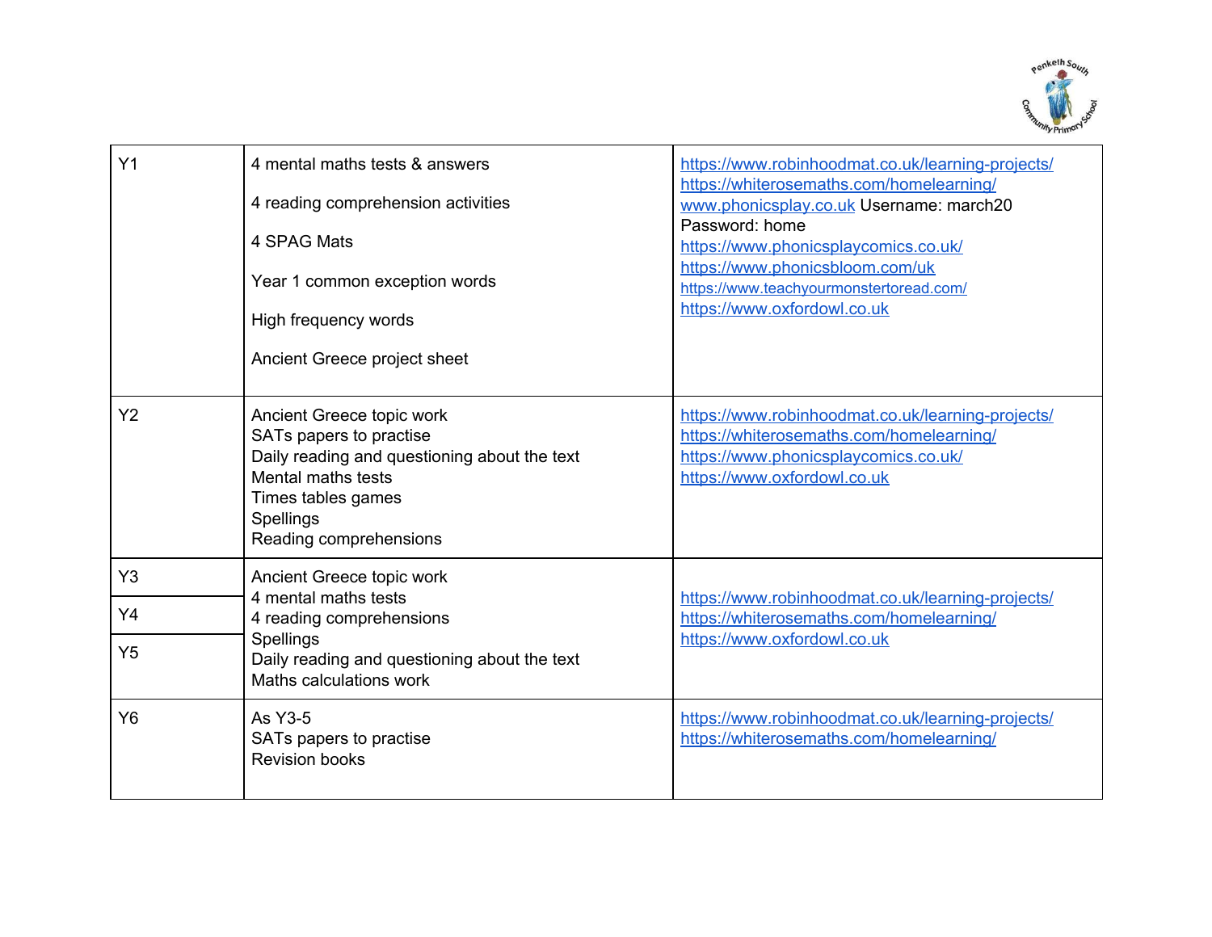| | | |
|---|---|---|
| Y1 | 4 mental maths tests & answers<br><br>4 reading comprehension activities<br><br>4 SPAG Mats<br><br>Year 1 common exception words<br><br>High frequency words<br><br>Ancient Greece project sheet | https://www.robinhoodmat.co.uk/learning-projects/<br>https://whiterosemaths.com/homelearning/<br>www.phonicsplay.co.uk Username: march20<br>Password: home<br>https://www.phonicsplaycomics.co.uk/<br>https://www.phonicsbloom.com/uk<br>https://www.teachyourmonstertoread.com/<br>https://www.oxfordowl.co.uk |
| Y2 | Ancient Greece topic work<br>SATs papers to practise<br>Daily reading and questioning about the text<br>Mental maths tests<br>Times tables games<br>Spellings<br>Reading comprehensions | https://www.robinhoodmat.co.uk/learning-projects/<br>https://whiterosemaths.com/homelearning/<br>https://www.phonicsplaycomics.co.uk/<br>https://www.oxfordowl.co.uk |
| Y3<br>Y4<br>Y5 | Ancient Greece topic work<br>4 mental maths tests<br>4 reading comprehensions<br>Spellings<br>Daily reading and questioning about the text<br>Maths calculations work | https://www.robinhoodmat.co.uk/learning-projects/<br>https://whiterosemaths.com/homelearning/<br>https://www.oxfordowl.co.uk |
| Y6 | As Y3-5<br>SATs papers to practise<br>Revision books | https://www.robinhoodmat.co.uk/learning-projects/<br>https://whiterosemaths.com/homelearning/ |